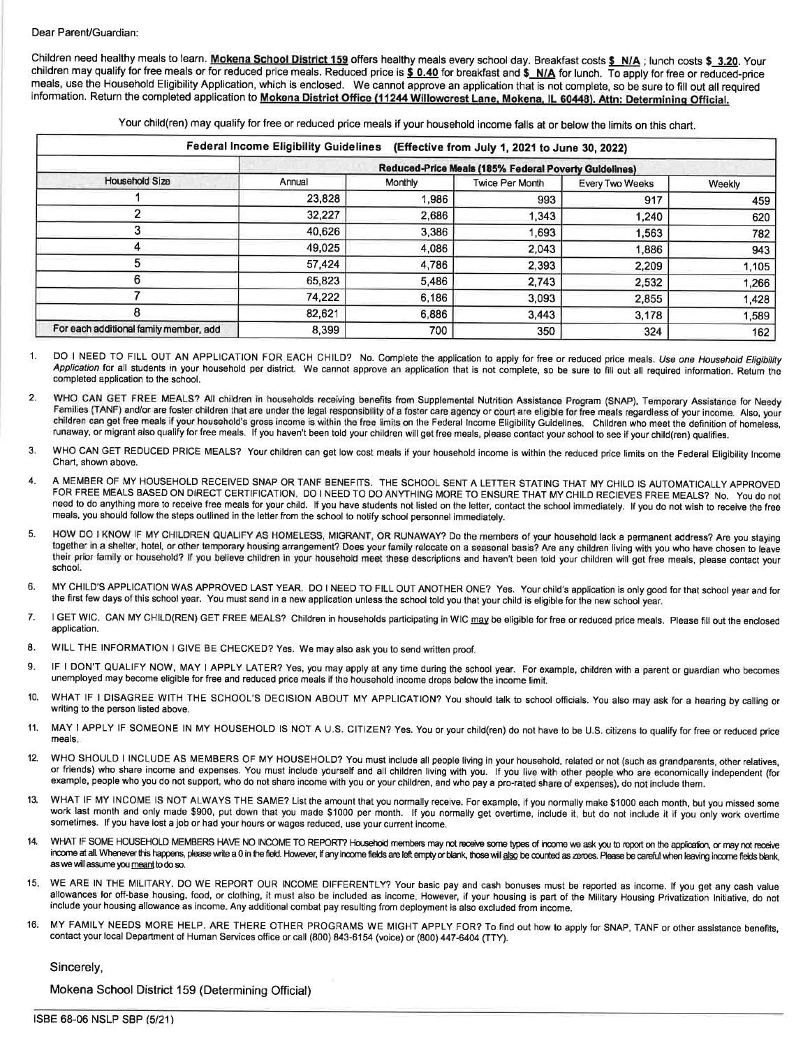Dear Parent/Guardian:

Children need healthy meals to learn. **Mokena School District 159** offers healthy meals every school day. Breakfast costs **$ N/A** ; lunch costs **$ 3.20**. Your children may qualify for free meals or for reduced price meals. Reduced price is **$ 0.40** for breakfast and **$ N/A** for lunch. To apply for free or reduced-price meals, use the Household Eligibility Application, which is enclosed. We cannot approve an application that is not complete, so be sure to fill out all required information. Return the completed application to **Mokena District Office (11244 Willowcrest Lane, Mokena, IL 60448). Attn: Determining Official.**

Your child(ren) may qualify for free or reduced price meals if your household income falls at or below the limits on this chart.

| Federal Income Eligibility Guidelines (Effective from July 1, 2021 to June 30, 2022) | | | | | |
|---|---|---|---|---|---|
| | Reduced-Price Meals (185% Federal Poverty Guidelines) | | | | |
| Household Size | Annual | Monthly | Twice Per Month | Every Two Weeks | Weekly |
| 1 | 23,828 | 1,986 | 993 | 917 | 459 |
| 2 | 32,227 | 2,686 | 1,343 | 1,240 | 620 |
| 3 | 40,626 | 3,386 | 1,693 | 1,563 | 782 |
| 4 | 49,025 | 4,086 | 2,043 | 1,886 | 943 |
| 5 | 57,424 | 4,786 | 2,393 | 2,209 | 1,105 |
| 6 | 65,823 | 5,486 | 2,743 | 2,532 | 1,266 |
| 7 | 74,222 | 6,186 | 3,093 | 2,855 | 1,428 |
| 8 | 82,621 | 6,886 | 3,443 | 3,178 | 1,589 |
| For each additional family member, add | 8,399 | 700 | 350 | 324 | 162 |

1. DO I NEED TO FILL OUT AN APPLICATION FOR EACH CHILD? No. Complete the application to apply for free or reduced price meals. *Use one Household Eligibility Application* for all students in your household per district. We cannot approve an application that is not complete, so be sure to fill out all required information. Return the completed application to the school.
2. WHO CAN GET FREE MEALS? All children in households receiving benefits from Supplemental Nutrition Assistance Program (SNAP), Temporary Assistance for Needy Families (TANF) and/or are foster children that are under the legal responsibility of a foster care agency or court are eligible for free meals regardless of your income. Also, your children can get free meals if your household's gross income is within the free limits on the Federal Income Eligibility Guidelines. Children who meet the definition of homeless, runaway, or migrant also qualify for free meals. If you haven't been told your children will get free meals, please contact your school to see if your child(ren) qualifies.
3. WHO CAN GET REDUCED PRICE MEALS? Your children can get low cost meals if your household income is within the reduced price limits on the Federal Eligibility Income Chart, shown above.
4. A MEMBER OF MY HOUSEHOLD RECEIVED SNAP OR TANF BENEFITS. THE SCHOOL SENT A LETTER STATING THAT MY CHILD IS AUTOMATICALLY APPROVED FOR FREE MEALS BASED ON DIRECT CERTIFICATION. DO I NEED TO DO ANYTHING MORE TO ENSURE THAT MY CHILD RECIEVES FREE MEALS? No. You do not need to do anything more to receive free meals for your child. If you have students not listed on the letter, contact the school immediately. If you do not wish to receive the free meals, you should follow the steps outlined in the letter from the school to notify school personnel immediately.
5. HOW DO I KNOW IF MY CHILDREN QUALIFY AS HOMELESS, MIGRANT, OR RUNAWAY? Do the members of your household lack a permanent address? Are you staying together in a shelter, hotel, or other temporary housing arrangement? Does your family relocate on a seasonal basis? Are any children living with you who have chosen to leave their prior family or household? If you believe children in your household meet these descriptions and haven't been told your children will get free meals, please contact your school.
6. MY CHILD'S APPLICATION WAS APPROVED LAST YEAR. DO I NEED TO FILL OUT ANOTHER ONE? Yes. Your child's application is only good for that school year and for the first few days of this school year. You must send in a new application unless the school told you that your child is eligible for the new school year.
7. I GET WIC. CAN MY CHILD(REN) GET FREE MEALS? Children in households participating in WIC may be eligible for free or reduced price meals. Please fill out the enclosed application.
8. WILL THE INFORMATION I GIVE BE CHECKED? Yes. We may also ask you to send written proof.
9. IF I DON'T QUALIFY NOW, MAY I APPLY LATER? Yes, you may apply at any time during the school year. For example, children with a parent or guardian who becomes unemployed may become eligible for free and reduced price meals if the household income drops below the income limit.
10. WHAT IF I DISAGREE WITH THE SCHOOL'S DECISION ABOUT MY APPLICATION? You should talk to school officials. You also may ask for a hearing by calling or writing to the person listed above.
11. MAY I APPLY IF SOMEONE IN MY HOUSEHOLD IS NOT A U.S. CITIZEN? Yes. You or your child(ren) do not have to be U.S. citizens to qualify for free or reduced price meals.
12. WHO SHOULD I INCLUDE AS MEMBERS OF MY HOUSEHOLD? You must include all people living in your household, related or not (such as grandparents, other relatives, or friends) who share income and expenses. You must include yourself and all children living with you. If you live with other people who are economically independent (for example, people who you do not support, who do not share income with you or your children, and who pay a pro-rated share of expenses), do not include them.
13. WHAT IF MY INCOME IS NOT ALWAYS THE SAME? List the amount that you normally receive. For example, if you normally make $1000 each month, but you missed some work last month and only made $900, put down that you made $1000 per month. If you normally get overtime, include it, but do not include it if you only work overtime sometimes. If you have lost a job or had your hours or wages reduced, use your current income.
14. WHAT IF SOME HOUSEHOLD MEMBERS HAVE NO INCOME TO REPORT? Household members may not receive some types of income we ask you to report on the application, or may not receive income at all. Whenever this happens, please write a 0 in the field. However, if any income fields are left empty or blank, those will also be counted as zeroes. Please be careful when leaving income fields blank, as we will assume you meant to do so.
15. WE ARE IN THE MILITARY. DO WE REPORT OUR INCOME DIFFERENTLY? Your basic pay and cash bonuses must be reported as income. If you get any cash value allowances for off-base housing, food, or clothing, it must also be included as income. However, if your housing is part of the Military Housing Privatization Initiative, do not include your housing allowance as income. Any additional combat pay resulting from deployment is also excluded from income.
16. MY FAMILY NEEDS MORE HELP. ARE THERE OTHER PROGRAMS WE MIGHT APPLY FOR? To find out how to apply for SNAP, TANF or other assistance benefits, contact your local Department of Human Services office or call (800) 843-6154 (voice) or (800) 447-6404 (TTY).

Sincerely,

Mokena School District 159 (Determining Official)

ISBE 68-06 NSLP SBP (5/21)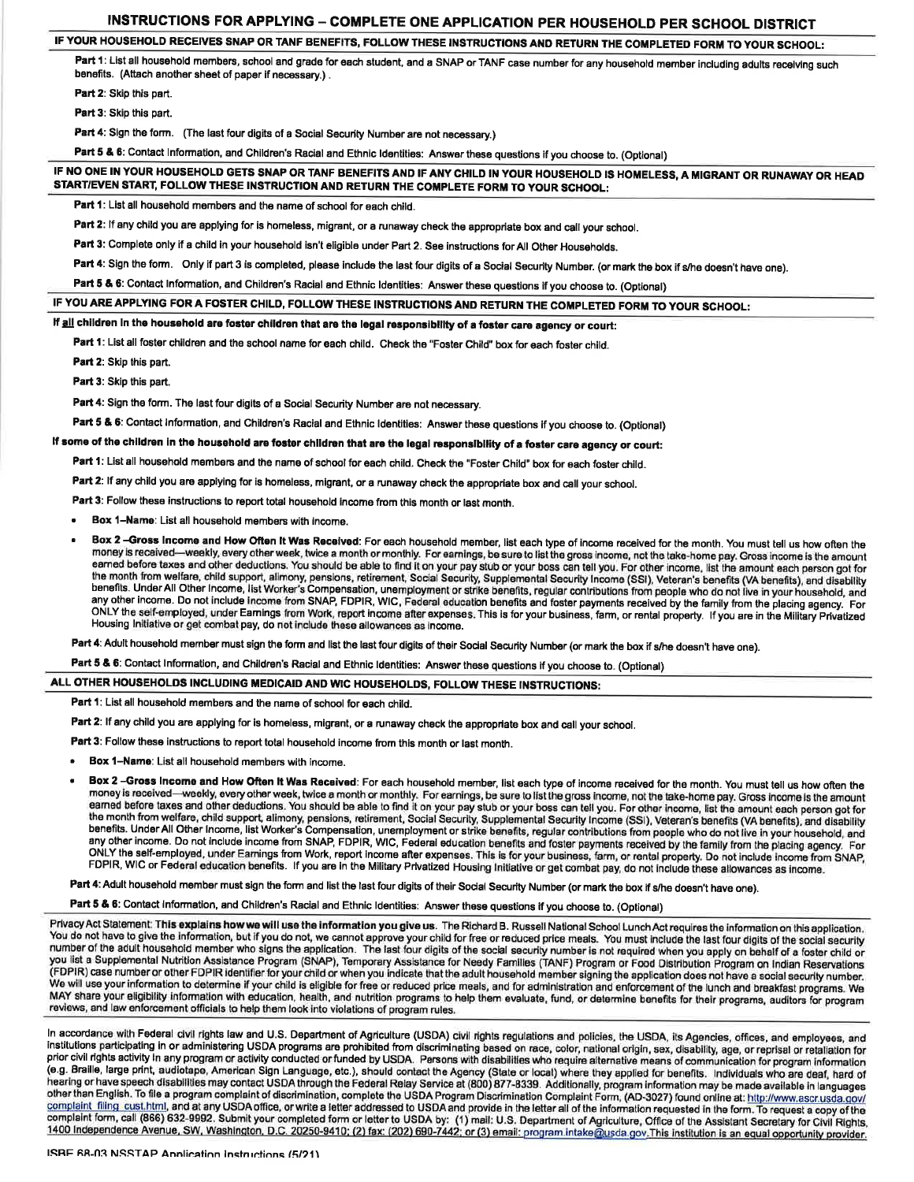# INSTRUCTIONS FOR APPLYING – COMPLETE ONE APPLICATION PER HOUSEHOLD PER SCHOOL DISTRICT

## IF YOUR HOUSEHOLD RECEIVES SNAP OR TANF BENEFITS, FOLLOW THESE INSTRUCTIONS AND RETURN THE COMPLETED FORM TO YOUR SCHOOL:

**Part 1**: List all household members, school and grade for each student, and a SNAP or TANF case number for any household member including adults receiving such benefits. (Attach another sheet of paper if necessary.) .

**Part 2**: Skip this part.

**Part 3**: Skip this part.

**Part 4**: Sign the form. (The last four digits of a Social Security Number are not necessary.)

**Part 5 & 6**: Contact Information, and Children's Racial and Ethnic Identities: Answer these questions if you choose to. (Optional)

## IF NO ONE IN YOUR HOUSEHOLD GETS SNAP OR TANF BENEFITS AND IF ANY CHILD IN YOUR HOUSEHOLD IS HOMELESS, A MIGRANT OR RUNAWAY OR HEAD START/EVEN START, FOLLOW THESE INSTRUCTION AND RETURN THE COMPLETE FORM TO YOUR SCHOOL:

**Part 1**: List all household members and the name of school for each child.

**Part 2**: If any child you are applying for is homeless, migrant, or a runaway check the appropriate box and call your school.

**Part 3**: Complete only if a child in your household isn't eligible under Part 2. See instructions for All Other Households.

**Part 4**: Sign the form. Only if part 3 is completed, please include the last four digits of a Social Security Number. (or mark the box if s/he doesn't have one).

**Part 5 & 6**: Contact Information, and Children's Racial and Ethnic Identities: Answer these questions if you choose to. (Optional)

## IF YOU ARE APPLYING FOR A FOSTER CHILD, FOLLOW THESE INSTRUCTIONS AND RETURN THE COMPLETED FORM TO YOUR SCHOOL:

**If all children in the household are foster children that are the legal responsibility of a foster care agency or court:**

**Part 1**: List all foster children and the school name for each child. Check the "Foster Child" box for each foster child.

**Part 2**: Skip this part.

**Part 3**: Skip this part.

**Part 4**: Sign the form. The last four digits of a Social Security Number are not necessary.

**Part 5 & 6**: Contact Information, and Children's Racial and Ethnic Identities: Answer these questions if you choose to. (Optional)

**If some of the children in the household are foster children that are the legal responsibility of a foster care agency or court:**

**Part 1**: List all household members and the name of school for each child. Check the "Foster Child" box for each foster child.

**Part 2**: If any child you are applying for is homeless, migrant, or a runaway check the appropriate box and call your school.

**Part 3**: Follow these instructions to report total household income from this month or last month.

- **Box 1–Name**: List all household members with income.
- **Box 2 –Gross Income and How Often It Was Received**: For each household member, list each type of income received for the month. You must tell us how often the money is received—weekly, every other week, twice a month or monthly. For earnings, be sure to list the gross income, not the take-home pay. Gross income is the amount earned before taxes and other deductions. You should be able to find it on your pay stub or your boss can tell you. For other income, list the amount each person got for the month from welfare, child support, alimony, pensions, retirement, Social Security, Supplemental Security Income (SSI), Veteran's benefits (VA benefits), and disability benefits. Under All Other Income, list Worker's Compensation, unemployment or strike benefits, regular contributions from people who do not live in your household, and any other income. Do not include income from SNAP, FDPIR, WIC, Federal education benefits and foster payments received by the family from the placing agency. For ONLY the self-employed, under Earnings from Work, report income after expenses. This is for your business, farm, or rental property. If you are in the Military Privatized Housing Initiative or get combat pay, do not include these allowances as income.

**Part 4**: Adult household member must sign the form and list the last four digits of their Social Security Number (or mark the box if s/he doesn't have one).

**Part 5 & 6**: Contact Information, and Children's Racial and Ethnic Identities: Answer these questions if you choose to. (Optional)

## ALL OTHER HOUSEHOLDS INCLUDING MEDICAID AND WIC HOUSEHOLDS, FOLLOW THESE INSTRUCTIONS:

**Part 1**: List all household members and the name of school for each child.

**Part 2**: If any child you are applying for is homeless, migrant, or a runaway check the appropriate box and call your school.

**Part 3**: Follow these instructions to report total household income from this month or last month.

- **Box 1–Name**: List all household members with income.
- **Box 2 –Gross Income and How Often It Was Received**: For each household member, list each type of income received for the month. You must tell us how often the money is received—weekly, every other week, twice a month or monthly. For earnings, be sure to list the gross income, not the take-home pay. Gross income is the amount earned before taxes and other deductions. You should be able to find it on your pay stub or your boss can tell you. For other income, list the amount each person got for the month from welfare, child support, alimony, pensions, retirement, Social Security, Supplemental Security Income (SSI), Veteran's benefits (VA benefits), and disability benefits. Under All Other Income, list Worker's Compensation, unemployment or strike benefits, regular contributions from people who do not live in your household, and any other income. Do not include income from SNAP, FDPIR, WIC, Federal education benefits and foster payments received by the family from the placing agency. For ONLY the self-employed, under Earnings from Work, report income after expenses. This is for your business, farm, or rental property. Do not include income from SNAP, FDPIR, WIC or Federal education benefits. If you are in the Military Privatized Housing Initiative or get combat pay, do not include these allowances as income.

**Part 4**: Adult household member must sign the form and list the last four digits of their Social Security Number (or mark the box if s/he doesn't have one).

**Part 5 & 6**: Contact Information, and Children's Racial and Ethnic Identities: Answer these questions if you choose to. (Optional)

Privacy Act Statement: **This explains how we will use the information you give us.** The Richard B. Russell National School Lunch Act requires the information on this application. You do not have to give the information, but if you do not, we cannot approve your child for free or reduced price meals. You must include the last four digits of the social security number of the adult household member who signs the application. The last four digits of the social security number is not required when you apply on behalf of a foster child or you list a Supplemental Nutrition Assistance Program (SNAP), Temporary Assistance for Needy Families (TANF) Program or Food Distribution Program on Indian Reservations (FDPIR) case number or other FDPIR identifier for your child or when you indicate that the adult household member signing the application does not have a social security number. We will use your information to determine if your child is eligible for free or reduced price meals, and for administration and enforcement of the lunch and breakfast programs. We MAY share your eligibility information with education, health, and nutrition programs to help them evaluate, fund, or determine benefits for their programs, auditors for program reviews, and law enforcement officials to help them look into violations of program rules.

In accordance with Federal civil rights law and U.S. Department of Agriculture (USDA) civil rights regulations and policies, the USDA, its Agencies, offices, and employees, and institutions participating in or administering USDA programs are prohibited from discriminating based on race, color, national origin, sex, disability, age, or reprisal or retaliation for prior civil rights activity in any program or activity conducted or funded by USDA. Persons with disabilities who require alternative means of communication for program information (e.g. Braille, large print, audiotape, American Sign Language, etc.), should contact the Agency (State or local) where they applied for benefits. Individuals who are deaf, hard of hearing or have speech disabilities may contact USDA through the Federal Relay Service at (800) 877-8339. Additionally, program information may be made available in languages other than English. To file a program complaint of discrimination, complete the USDA Program Discrimination Complaint Form, (AD-3027) found online at: http://www.ascr.usda.gov/complaint_filing_cust.html, and at any USDA office, or write a letter addressed to USDA and provide in the letter all of the information requested in the form. To request a copy of the complaint form, call (866) 632-9992. Submit your completed form or letter to USDA by: (1) mail: U.S. Department of Agriculture, Office of the Assistant Secretary for Civil Rights, 1400 Independence Avenue, SW, Washington, D.C. 20250-9410; (2) fax: (202) 690-7442; or (3) email: program.intake@usda.gov. This institution is an equal opportunity provider.

ISBE 68-03 NSSTAP Application Instructions (5/21)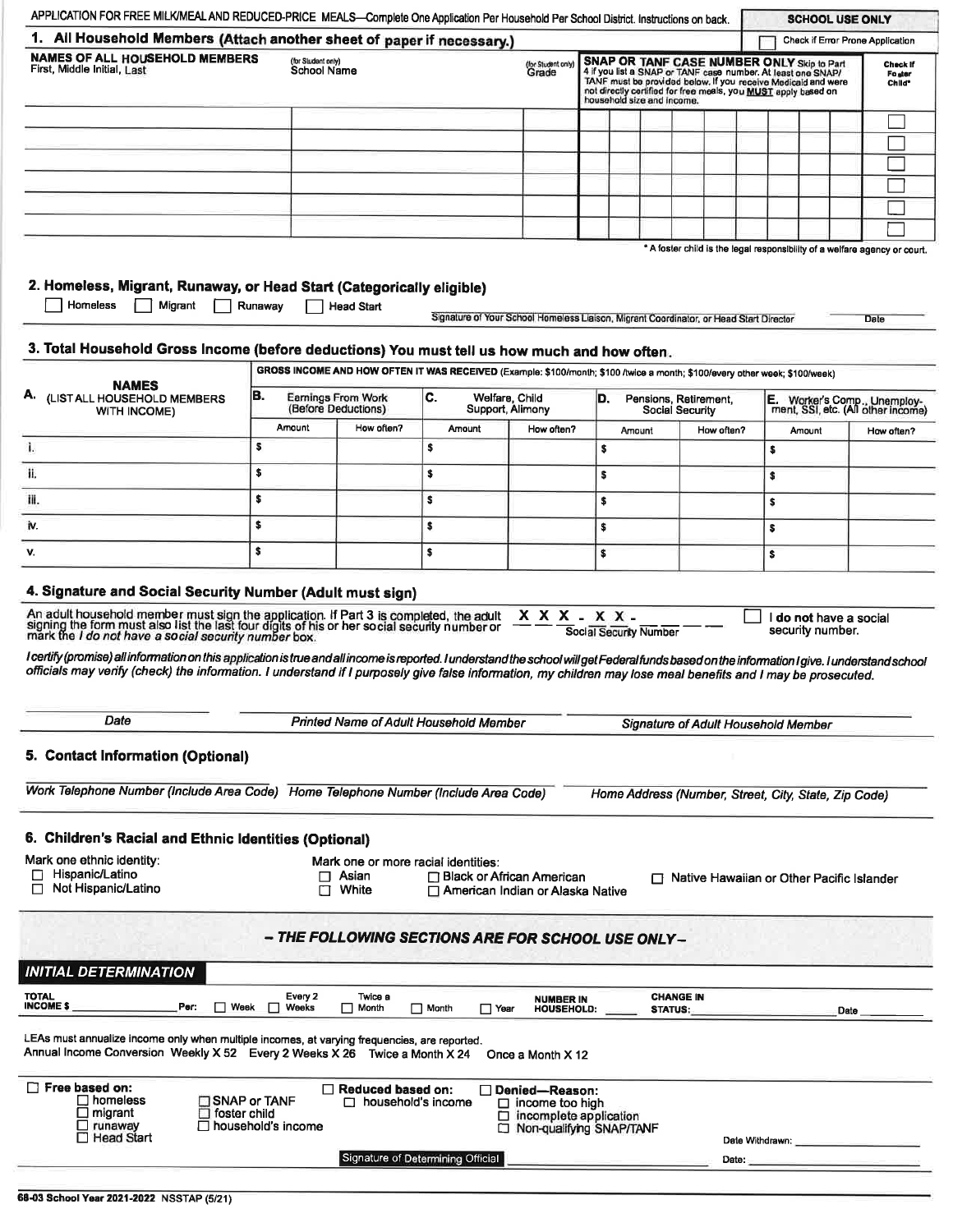APPLICATION FOR FREE MILK/MEAL AND REDUCED-PRICE MEALS—Complete One Application Per Household Per School District. Instructions on back.

**SCHOOL USE ONLY**

☐ Check if Error Prone Application

## 1. All Household Members (Attach another sheet of paper if necessary.)

| NAMES OF ALL HOUSEHOLD MEMBERS First, Middle Initial, Last | (for Student only) School Name | (for Student only) Grade | SNAP OR TANF CASE NUMBER ONLY Skip to Part 4 if you list a SNAP or TANF case number. At least one SNAP/TANF must be provided below. If you receive Medicaid and were not directly certified for free meals, you **MUST** apply based on household size and income. | Check if Foster Child* |
|---|---|---|---|---|
| | | | | ☐ |
| | | | | ☐ |
| | | | | ☐ |
| | | | | ☐ |
| | | | | ☐ |
| | | | | ☐ |

\* A foster child is the legal responsibility of a welfare agency or court.

## 2. Homeless, Migrant, Runaway, or Head Start (Categorically eligible)

☐ Homeless ☐ Migrant ☐ Runaway ☐ Head Start

Signature of Your School Homeless Liaison, Migrant Coordinator, or Head Start Director ________ Date ________

## 3. Total Household Gross Income (before deductions) You must tell us how much and how often.

GROSS INCOME AND HOW OFTEN IT WAS RECEIVED (Example: $100/month; $100 /twice a month; $100/every other week; $100/week)

| A. NAMES (LIST ALL HOUSEHOLD MEMBERS WITH INCOME) | B. Earnings From Work (Before Deductions) | | C. Welfare, Child Support, Alimony | | D. Pensions, Retirement, Social Security | | E. Worker's Comp., Unemployment, SSI, etc. (All other income) | |
|---|---|---|---|---|---|---|---|---|
| | Amount | How often? | Amount | How often? | Amount | How often? | Amount | How often? |
| i. | $ | | $ | | $ | | $ | |
| ii. | $ | | $ | | $ | | $ | |
| iii. | $ | | $ | | $ | | $ | |
| iv. | $ | | $ | | $ | | $ | |
| v. | $ | | $ | | $ | | $ | |

## 4. Signature and Social Security Number (Adult must sign)

An adult household member must sign the application. If Part 3 is completed, the adult signing the form must also list the last four digits of his or her social security number or mark the *I do not have a social security number* box.

X X X - X X - ___ ___ ___ ___ Social Security Number

☐ I **do not** have a social security number.

*I certify (promise) all information on this application is true and all income is reported. I understand the school will get Federal funds based on the information I give. I understand school officials may verify (check) the information. I understand if I purposely give false information, my children may lose meal benefits and I may be prosecuted.*

*Date* ________ *Printed Name of Adult Household Member* ________ *Signature of Adult Household Member* ________

## 5. Contact Information (Optional)

*Work Telephone Number (Include Area Code)* ________ *Home Telephone Number (Include Area Code)* ________ *Home Address (Number, Street, City, State, Zip Code)* ________

## 6. Children's Racial and Ethnic Identities (Optional)

Mark one ethnic identity:
- ☐ Hispanic/Latino
- ☐ Not Hispanic/Latino

Mark one or more racial identities:
- ☐ Asian
- ☐ White
- ☐ Black or African American
- ☐ American Indian or Alaska Native
- ☐ Native Hawaiian or Other Pacific Islander

### – THE FOLLOWING SECTIONS ARE FOR SCHOOL USE ONLY –

### *INITIAL DETERMINATION*

TOTAL INCOME $ ________ Per: ☐ Week ☐ Every 2 Weeks ☐ Twice a Month ☐ Month ☐ Year NUMBER IN HOUSEHOLD: ____ CHANGE IN STATUS: ________ Date ____

LEAs must annualize income only when multiple incomes, at varying frequencies, are reported.
Annual Income Conversion Weekly X 52 Every 2 Weeks X 26 Twice a Month X 24 Once a Month X 12

☐ Free based on:
- ☐ homeless
- ☐ migrant
- ☐ runaway
- ☐ Head Start
- ☐ SNAP or TANF
- ☐ foster child
- ☐ household's income

☐ Reduced based on:
- ☐ household's income

☐ Denied—Reason:
- ☐ income too high
- ☐ incomplete application
- ☐ Non-qualifying SNAP/TANF

Date Withdrawn: ________

Signature of Determining Official ________ Date: ________

68-03 School Year 2021-2022 NSSTAP (5/21)